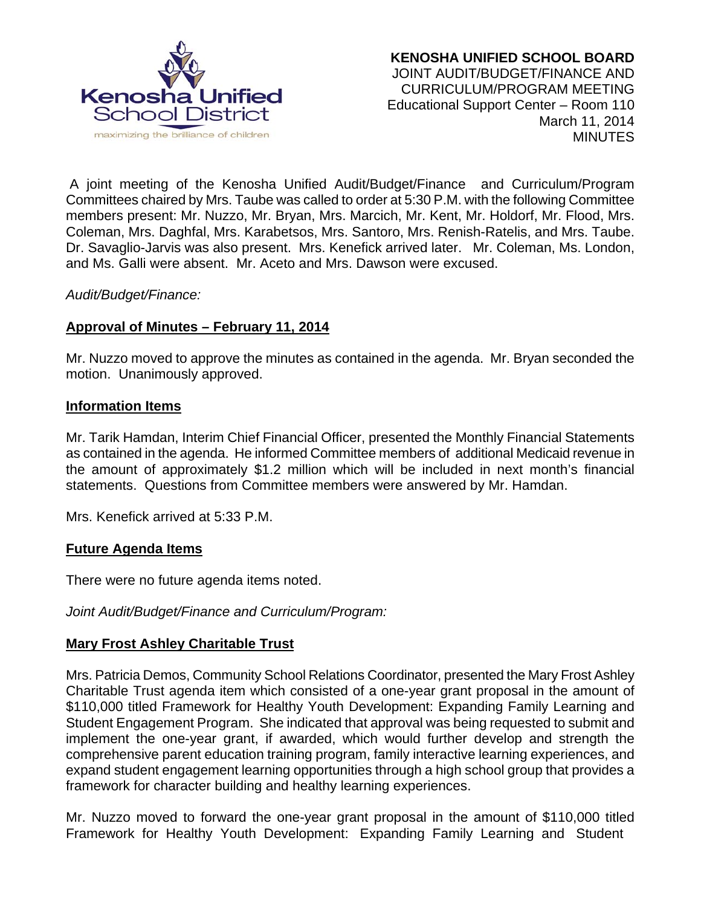**KENOSHA UNIFIED SCHOOL BOARD**
JOINT AUDIT/BUDGET/FINANCE AND CURRICULUM/PROGRAM MEETING
Educational Support Center – Room 110
March 11, 2014
MINUTES

A joint meeting of the Kenosha Unified Audit/Budget/Finance and Curriculum/Program Committees chaired by Mrs. Taube was called to order at 5:30 P.M. with the following Committee members present: Mr. Nuzzo, Mr. Bryan, Mrs. Marcich, Mr. Kent, Mr. Holdorf, Mr. Flood, Mrs. Coleman, Mrs. Daghfal, Mrs. Karabetsos, Mrs. Santoro, Mrs. Renish-Ratelis, and Mrs. Taube. Dr. Savaglio-Jarvis was also present. Mrs. Kenefick arrived later. Mr. Coleman, Ms. London, and Ms. Galli were absent. Mr. Aceto and Mrs. Dawson were excused.

*Audit/Budget/Finance:*

**Approval of Minutes – February 11, 2014**

Mr. Nuzzo moved to approve the minutes as contained in the agenda. Mr. Bryan seconded the motion. Unanimously approved.

**Information Items**

Mr. Tarik Hamdan, Interim Chief Financial Officer, presented the Monthly Financial Statements as contained in the agenda. He informed Committee members of additional Medicaid revenue in the amount of approximately $1.2 million which will be included in next month's financial statements. Questions from Committee members were answered by Mr. Hamdan.

Mrs. Kenefick arrived at 5:33 P.M.

**Future Agenda Items**

There were no future agenda items noted.

*Joint Audit/Budget/Finance and Curriculum/Program:*

**Mary Frost Ashley Charitable Trust**

Mrs. Patricia Demos, Community School Relations Coordinator, presented the Mary Frost Ashley Charitable Trust agenda item which consisted of a one-year grant proposal in the amount of $110,000 titled Framework for Healthy Youth Development: Expanding Family Learning and Student Engagement Program. She indicated that approval was being requested to submit and implement the one-year grant, if awarded, which would further develop and strength the comprehensive parent education training program, family interactive learning experiences, and expand student engagement learning opportunities through a high school group that provides a framework for character building and healthy learning experiences.

Mr. Nuzzo moved to forward the one-year grant proposal in the amount of $110,000 titled Framework for Healthy Youth Development: Expanding Family Learning and Student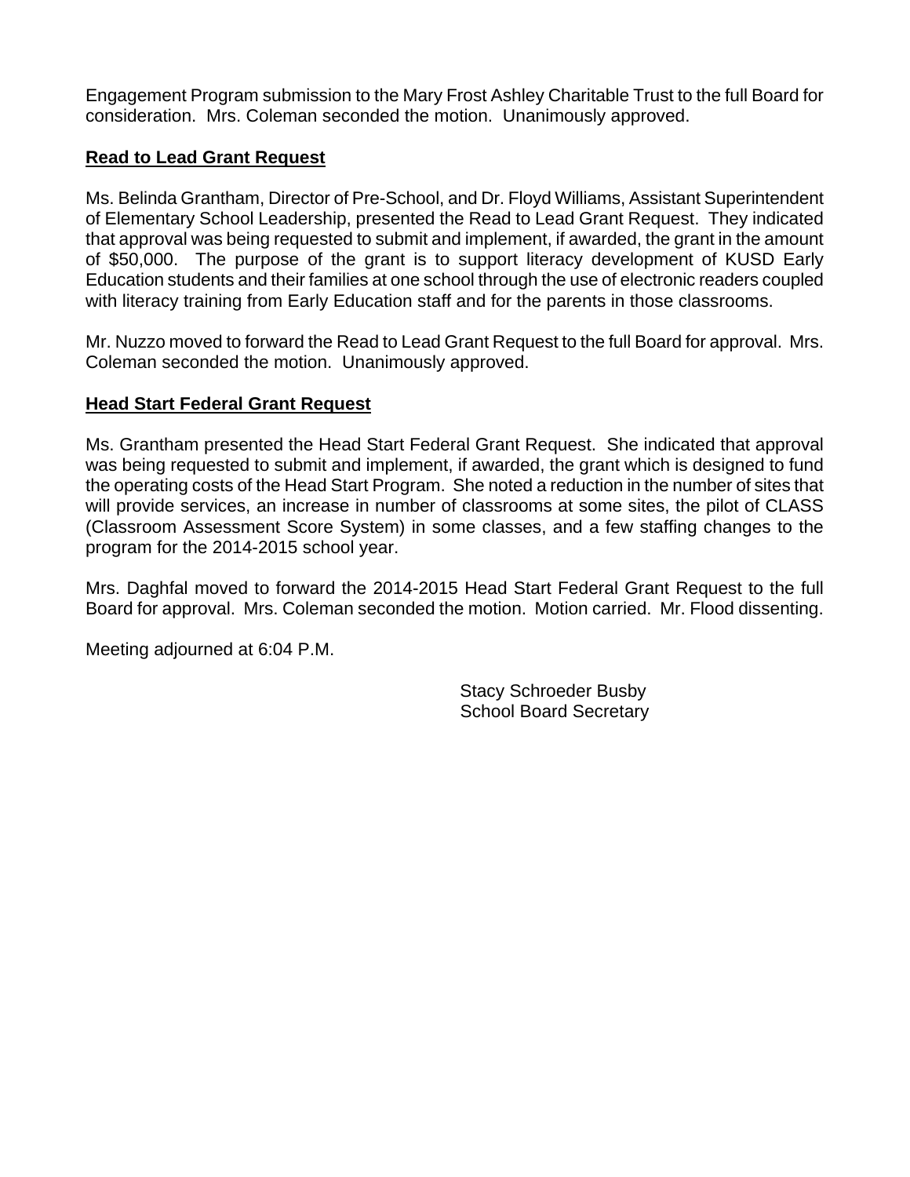Engagement Program submission to the Mary Frost Ashley Charitable Trust to the full Board for consideration. Mrs. Coleman seconded the motion. Unanimously approved.

**Read to Lead Grant Request**

Ms. Belinda Grantham, Director of Pre-School, and Dr. Floyd Williams, Assistant Superintendent of Elementary School Leadership, presented the Read to Lead Grant Request. They indicated that approval was being requested to submit and implement, if awarded, the grant in the amount of $50,000. The purpose of the grant is to support literacy development of KUSD Early Education students and their families at one school through the use of electronic readers coupled with literacy training from Early Education staff and for the parents in those classrooms.

Mr. Nuzzo moved to forward the Read to Lead Grant Request to the full Board for approval. Mrs. Coleman seconded the motion. Unanimously approved.

**Head Start Federal Grant Request**

Ms. Grantham presented the Head Start Federal Grant Request. She indicated that approval was being requested to submit and implement, if awarded, the grant which is designed to fund the operating costs of the Head Start Program. She noted a reduction in the number of sites that will provide services, an increase in number of classrooms at some sites, the pilot of CLASS (Classroom Assessment Score System) in some classes, and a few staffing changes to the program for the 2014-2015 school year.

Mrs. Daghfal moved to forward the 2014-2015 Head Start Federal Grant Request to the full Board for approval. Mrs. Coleman seconded the motion. Motion carried. Mr. Flood dissenting.

Meeting adjourned at 6:04 P.M.

Stacy Schroeder Busby
School Board Secretary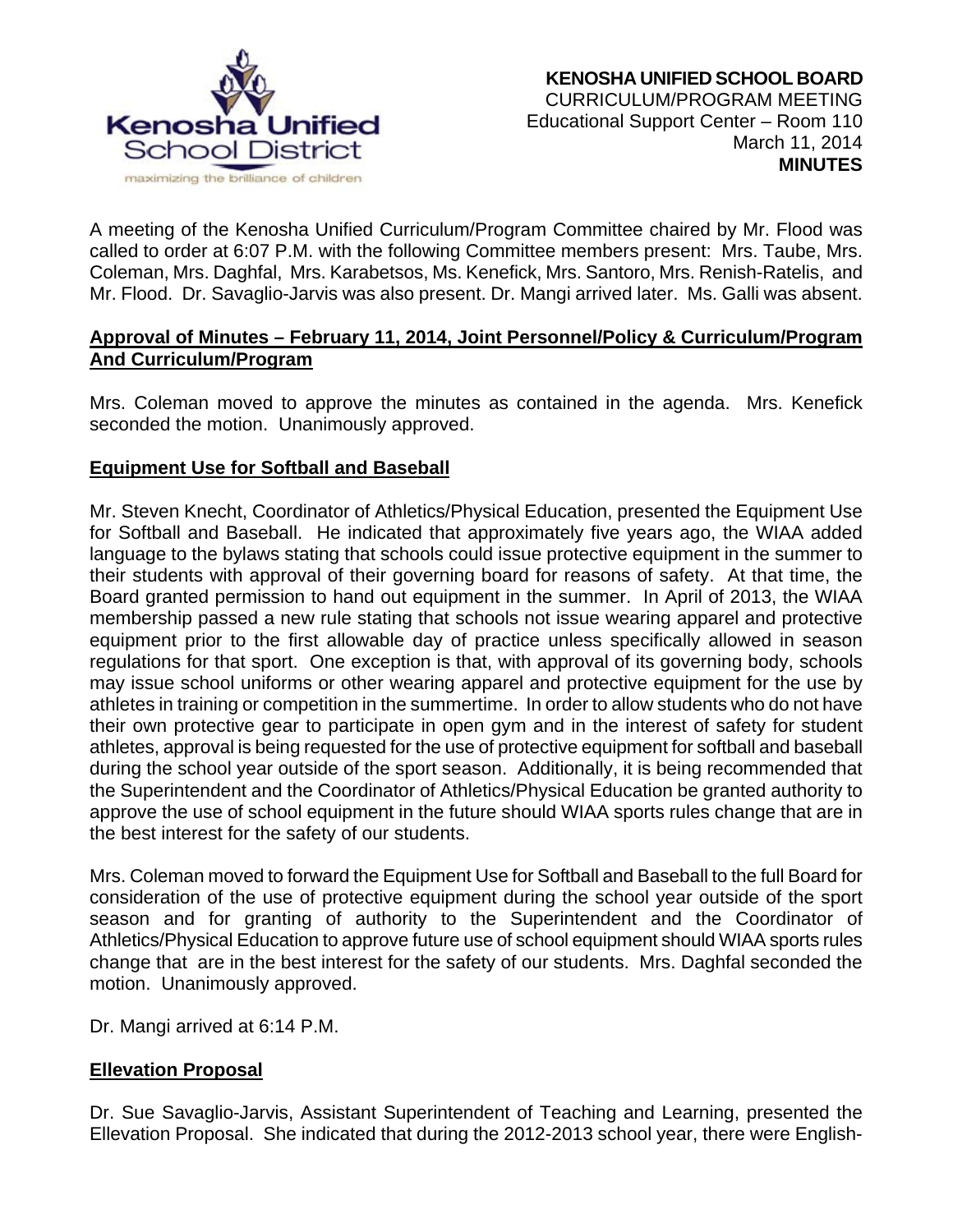**KENOSHA UNIFIED SCHOOL BOARD**
CURRICULUM/PROGRAM MEETING
Educational Support Center – Room 110
March 11, 2014
**MINUTES**

A meeting of the Kenosha Unified Curriculum/Program Committee chaired by Mr. Flood was called to order at 6:07 P.M. with the following Committee members present: Mrs. Taube, Mrs. Coleman, Mrs. Daghfal, Mrs. Karabetsos, Ms. Kenefick, Mrs. Santoro, Mrs. Renish-Ratelis, and Mr. Flood. Dr. Savaglio-Jarvis was also present. Dr. Mangi arrived later. Ms. Galli was absent.

**Approval of Minutes – February 11, 2014, Joint Personnel/Policy & Curriculum/Program And Curriculum/Program**

Mrs. Coleman moved to approve the minutes as contained in the agenda. Mrs. Kenefick seconded the motion. Unanimously approved.

**Equipment Use for Softball and Baseball**

Mr. Steven Knecht, Coordinator of Athletics/Physical Education, presented the Equipment Use for Softball and Baseball. He indicated that approximately five years ago, the WIAA added language to the bylaws stating that schools could issue protective equipment in the summer to their students with approval of their governing board for reasons of safety. At that time, the Board granted permission to hand out equipment in the summer. In April of 2013, the WIAA membership passed a new rule stating that schools not issue wearing apparel and protective equipment prior to the first allowable day of practice unless specifically allowed in season regulations for that sport. One exception is that, with approval of its governing body, schools may issue school uniforms or other wearing apparel and protective equipment for the use by athletes in training or competition in the summertime. In order to allow students who do not have their own protective gear to participate in open gym and in the interest of safety for student athletes, approval is being requested for the use of protective equipment for softball and baseball during the school year outside of the sport season. Additionally, it is being recommended that the Superintendent and the Coordinator of Athletics/Physical Education be granted authority to approve the use of school equipment in the future should WIAA sports rules change that are in the best interest for the safety of our students.

Mrs. Coleman moved to forward the Equipment Use for Softball and Baseball to the full Board for consideration of the use of protective equipment during the school year outside of the sport season and for granting of authority to the Superintendent and the Coordinator of Athletics/Physical Education to approve future use of school equipment should WIAA sports rules change that are in the best interest for the safety of our students. Mrs. Daghfal seconded the motion. Unanimously approved.

Dr. Mangi arrived at 6:14 P.M.

**Ellevation Proposal**

Dr. Sue Savaglio-Jarvis, Assistant Superintendent of Teaching and Learning, presented the Ellevation Proposal. She indicated that during the 2012-2013 school year, there were English-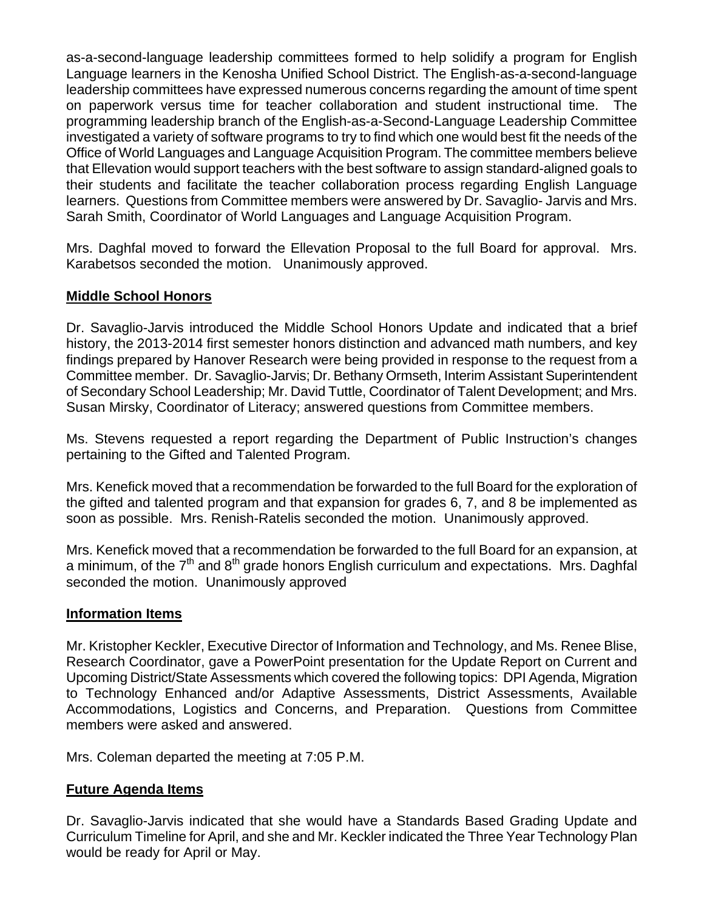as-a-second-language leadership committees formed to help solidify a program for English Language learners in the Kenosha Unified School District. The English-as-a-second-language leadership committees have expressed numerous concerns regarding the amount of time spent on paperwork versus time for teacher collaboration and student instructional time. The programming leadership branch of the English-as-a-Second-Language Leadership Committee investigated a variety of software programs to try to find which one would best fit the needs of the Office of World Languages and Language Acquisition Program. The committee members believe that Ellevation would support teachers with the best software to assign standard-aligned goals to their students and facilitate the teacher collaboration process regarding English Language learners. Questions from Committee members were answered by Dr. Savaglio- Jarvis and Mrs. Sarah Smith, Coordinator of World Languages and Language Acquisition Program.

Mrs. Daghfal moved to forward the Ellevation Proposal to the full Board for approval. Mrs. Karabetsos seconded the motion. Unanimously approved.

**Middle School Honors**

Dr. Savaglio-Jarvis introduced the Middle School Honors Update and indicated that a brief history, the 2013-2014 first semester honors distinction and advanced math numbers, and key findings prepared by Hanover Research were being provided in response to the request from a Committee member. Dr. Savaglio-Jarvis; Dr. Bethany Ormseth, Interim Assistant Superintendent of Secondary School Leadership; Mr. David Tuttle, Coordinator of Talent Development; and Mrs. Susan Mirsky, Coordinator of Literacy; answered questions from Committee members.

Ms. Stevens requested a report regarding the Department of Public Instruction's changes pertaining to the Gifted and Talented Program.

Mrs. Kenefick moved that a recommendation be forwarded to the full Board for the exploration of the gifted and talented program and that expansion for grades 6, 7, and 8 be implemented as soon as possible. Mrs. Renish-Ratelis seconded the motion. Unanimously approved.

Mrs. Kenefick moved that a recommendation be forwarded to the full Board for an expansion, at a minimum, of the 7th and 8th grade honors English curriculum and expectations. Mrs. Daghfal seconded the motion. Unanimously approved

**Information Items**

Mr. Kristopher Keckler, Executive Director of Information and Technology, and Ms. Renee Blise, Research Coordinator, gave a PowerPoint presentation for the Update Report on Current and Upcoming District/State Assessments which covered the following topics: DPI Agenda, Migration to Technology Enhanced and/or Adaptive Assessments, District Assessments, Available Accommodations, Logistics and Concerns, and Preparation. Questions from Committee members were asked and answered.

Mrs. Coleman departed the meeting at 7:05 P.M.

**Future Agenda Items**

Dr. Savaglio-Jarvis indicated that she would have a Standards Based Grading Update and Curriculum Timeline for April, and she and Mr. Keckler indicated the Three Year Technology Plan would be ready for April or May.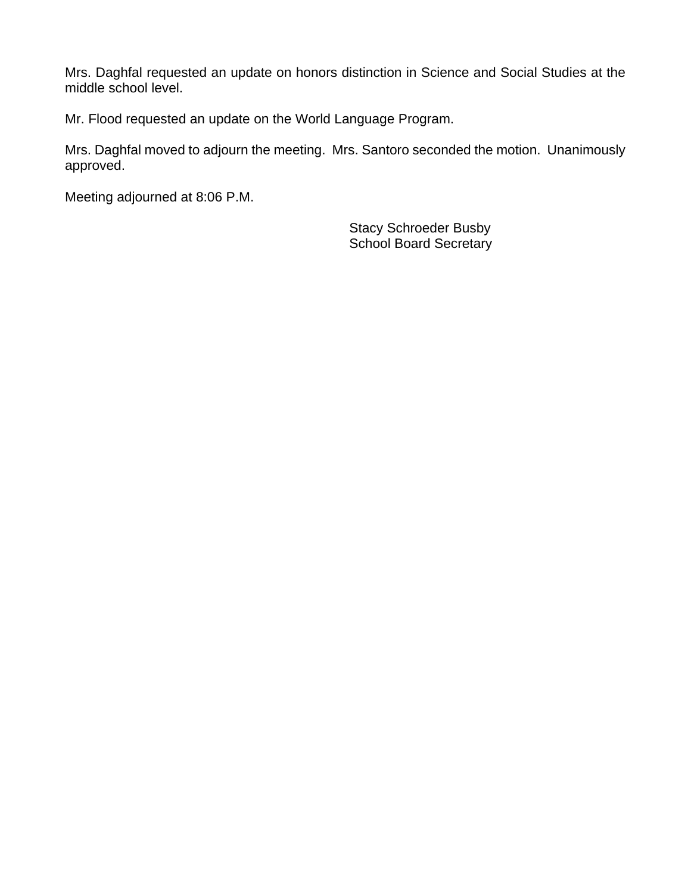Mrs. Daghfal requested an update on honors distinction in Science and Social Studies at the middle school level.

Mr. Flood requested an update on the World Language Program.

Mrs. Daghfal moved to adjourn the meeting. Mrs. Santoro seconded the motion. Unanimously approved.

Meeting adjourned at 8:06 P.M.

Stacy Schroeder Busby
School Board Secretary